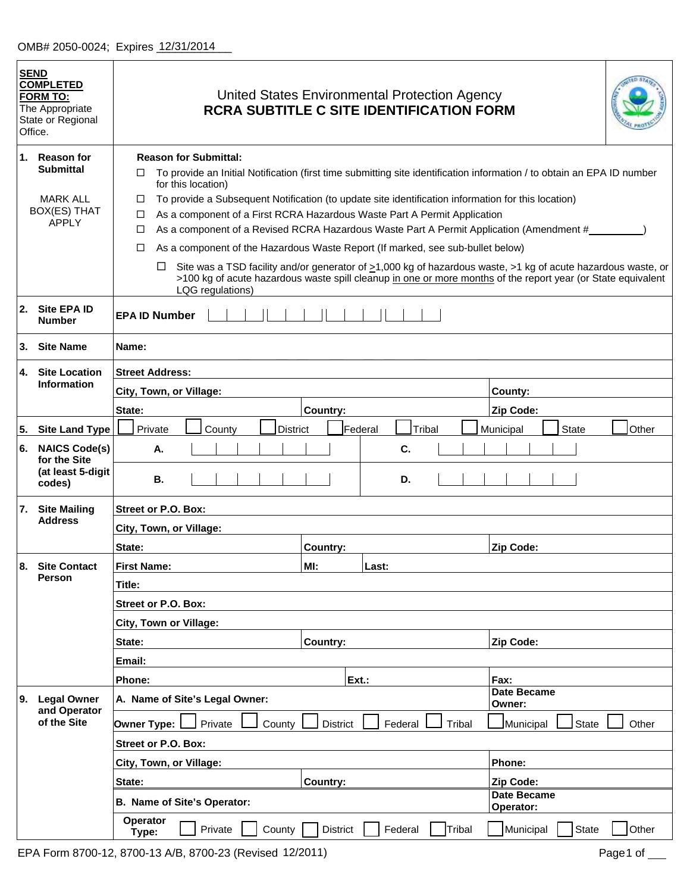OMB# 2050-0024; Expires 12/31/2014

**SEND COMPLETED FORM TO:** The Appropriate State or Regional Office.

# United States Environmental Protection Agency
## RCRA SUBTITLE C SITE IDENTIFICATION FORM

**1. Reason for Submittal**

MARK ALL BOX(ES) THAT APPLY

**Reason for Submittal:**

- ☐ To provide an Initial Notification (first time submitting site identification information / to obtain an EPA ID number for this location)
- ☐ To provide a Subsequent Notification (to update site identification information for this location)
- ☐ As a component of a First RCRA Hazardous Waste Part A Permit Application
- ☐ As a component of a Revised RCRA Hazardous Waste Part A Permit Application (Amendment #________)
- ☐ As a component of the Hazardous Waste Report (If marked, see sub-bullet below)
  - ☐ Site was a TSD facility and/or generator of ≥1,000 kg of hazardous waste, >1 kg of acute hazardous waste, or >100 kg of acute hazardous waste spill cleanup in one or more months of the report year (or State equivalent LQG regulations)

**2. Site EPA ID Number** — **EPA ID Number** ☐☐☐☐☐☐☐☐☐☐☐☐

**3. Site Name** — **Name:**

**4. Site Location Information**

| | | |
|---|---|---|
| **Street Address:** | | |
| **City, Town, or Village:** | | **County:** |
| **State:** | **Country:** | **Zip Code:** |

**5. Site Land Type** ☐ Private ☐ County ☐ District ☐ Federal ☐ Tribal ☐ Municipal ☐ State ☐ Other

**6. NAICS Code(s) for the Site (at least 5-digit codes)**

| | |
|---|---|
| **A.** | **C.** |
| **B.** | **D.** |

**7. Site Mailing Address**

| | | |
|---|---|---|
| **Street or P.O. Box:** | | |
| **City, Town, or Village:** | | |
| **State:** | **Country:** | **Zip Code:** |

**8. Site Contact Person**

| | | |
|---|---|---|
| **First Name:** | **MI:** | **Last:** |
| **Title:** | | |
| **Street or P.O. Box:** | | |
| **City, Town or Village:** | | |
| **State:** | **Country:** | **Zip Code:** |
| **Email:** | | |
| **Phone:** | **Ext.:** | **Fax:** |

**9. Legal Owner and Operator of the Site**

| | | |
|---|---|---|
| **A. Name of Site's Legal Owner:** | | **Date Became Owner:** |
| **Owner Type:** ☐ Private ☐ County ☐ District ☐ Federal ☐ Tribal ☐ Municipal ☐ State ☐ Other | | |
| **Street or P.O. Box:** | | |
| **City, Town, or Village:** | | **Phone:** |
| **State:** | **Country:** | **Zip Code:** |
| **B. Name of Site's Operator:** | | **Date Became Operator:** |
| **Operator Type:** ☐ Private ☐ County ☐ District ☐ Federal ☐ Tribal ☐ Municipal ☐ State ☐ Other | | |

EPA Form 8700-12, 8700-13 A/B, 8700-23 (Revised 12/2011)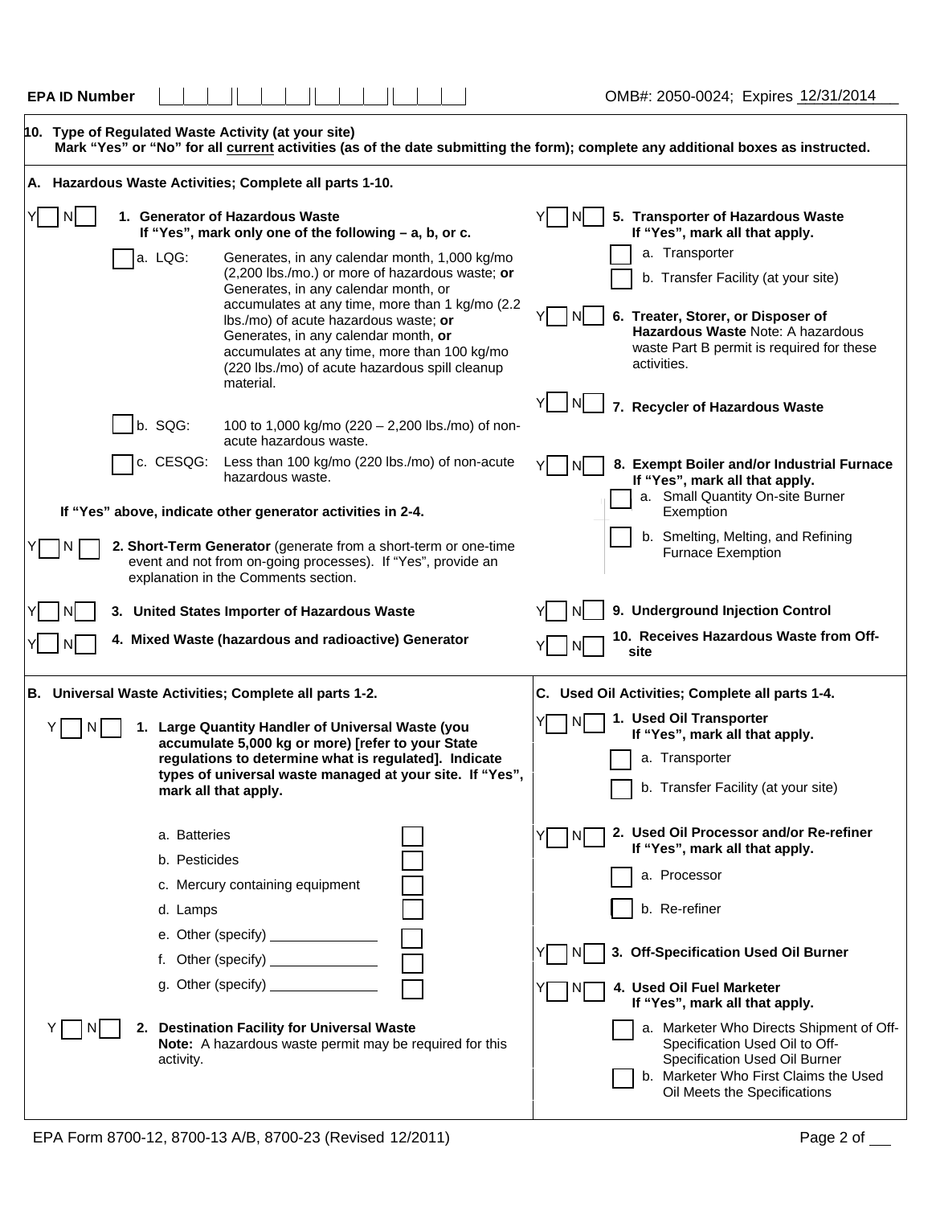**EPA ID Number** | | | | | | | | | | | | | OMB#: 2050-0024; Expires 12/31/2014

## 10. Type of Regulated Waste Activity (at your site)

**Mark "Yes" or "No" for all current activities (as of the date submitting the form); complete any additional boxes as instructed.**

### A. Hazardous Waste Activities; Complete all parts 1-10.

Y ☐ N ☐ **1. Generator of Hazardous Waste**
**If "Yes", mark only one of the following – a, b, or c.**

- ☐ a. LQG: Generates, in any calendar month, 1,000 kg/mo (2,200 lbs./mo.) or more of hazardous waste; **or** Generates, in any calendar month, or accumulates at any time, more than 1 kg/mo (2.2 lbs./mo) of acute hazardous waste; **or** Generates, in any calendar month, **or** accumulates at any time, more than 100 kg/mo (220 lbs./mo) of acute hazardous spill cleanup material.
- ☐ b. SQG: 100 to 1,000 kg/mo (220 – 2,200 lbs./mo) of non-acute hazardous waste.
- ☐ c. CESQG: Less than 100 kg/mo (220 lbs./mo) of non-acute hazardous waste.

**If "Yes" above, indicate other generator activities in 2-4.**

Y ☐ N ☐ **2. Short-Term Generator** (generate from a short-term or one-time event and not from on-going processes). If "Yes", provide an explanation in the Comments section.

Y ☐ N ☐ **3. United States Importer of Hazardous Waste**

Y ☐ N ☐ **4. Mixed Waste (hazardous and radioactive) Generator**

Y ☐ N ☐ **5. Transporter of Hazardous Waste**
**If "Yes", mark all that apply.**

- ☐ a. Transporter
- ☐ b. Transfer Facility (at your site)

Y ☐ N ☐ **6. Treater, Storer, or Disposer of Hazardous Waste** Note: A hazardous waste Part B permit is required for these activities.

Y ☐ N ☐ **7. Recycler of Hazardous Waste**

Y ☐ N ☐ **8. Exempt Boiler and/or Industrial Furnace**
**If "Yes", mark all that apply.**

- ☐ a. Small Quantity On-site Burner Exemption
- ☐ b. Smelting, Melting, and Refining Furnace Exemption

Y ☐ N ☐ **9. Underground Injection Control**

Y ☐ N ☐ **10. Receives Hazardous Waste from Off-site**

### B. Universal Waste Activities; Complete all parts 1-2.

Y ☐ N ☐ **1. Large Quantity Handler of Universal Waste (you accumulate 5,000 kg or more) [refer to your State regulations to determine what is regulated]. Indicate types of universal waste managed at your site. If "Yes", mark all that apply.**

- a. Batteries ☐
- b. Pesticides ☐
- c. Mercury containing equipment ☐
- d. Lamps ☐
- e. Other (specify) ______________ ☐
- f. Other (specify) ______________ ☐
- g. Other (specify) ______________ ☐

Y ☐ N ☐ **2. Destination Facility for Universal Waste**
**Note:** A hazardous waste permit may be required for this activity.

### C. Used Oil Activities; Complete all parts 1-4.

Y ☐ N ☐ **1. Used Oil Transporter**
**If "Yes", mark all that apply.**

- ☐ a. Transporter
- ☐ b. Transfer Facility (at your site)

Y ☐ N ☐ **2. Used Oil Processor and/or Re-refiner**
**If "Yes", mark all that apply.**

- ☐ a. Processor
- ☐ b. Re-refiner

Y ☐ N ☐ **3. Off-Specification Used Oil Burner**

Y ☐ N ☐ **4. Used Oil Fuel Marketer**
**If "Yes", mark all that apply.**

- ☐ a. Marketer Who Directs Shipment of Off-Specification Used Oil to Off-Specification Used Oil Burner
- ☐ b. Marketer Who First Claims the Used Oil Meets the Specifications

EPA Form 8700-12, 8700-13 A/B, 8700-23 (Revised 12/2011)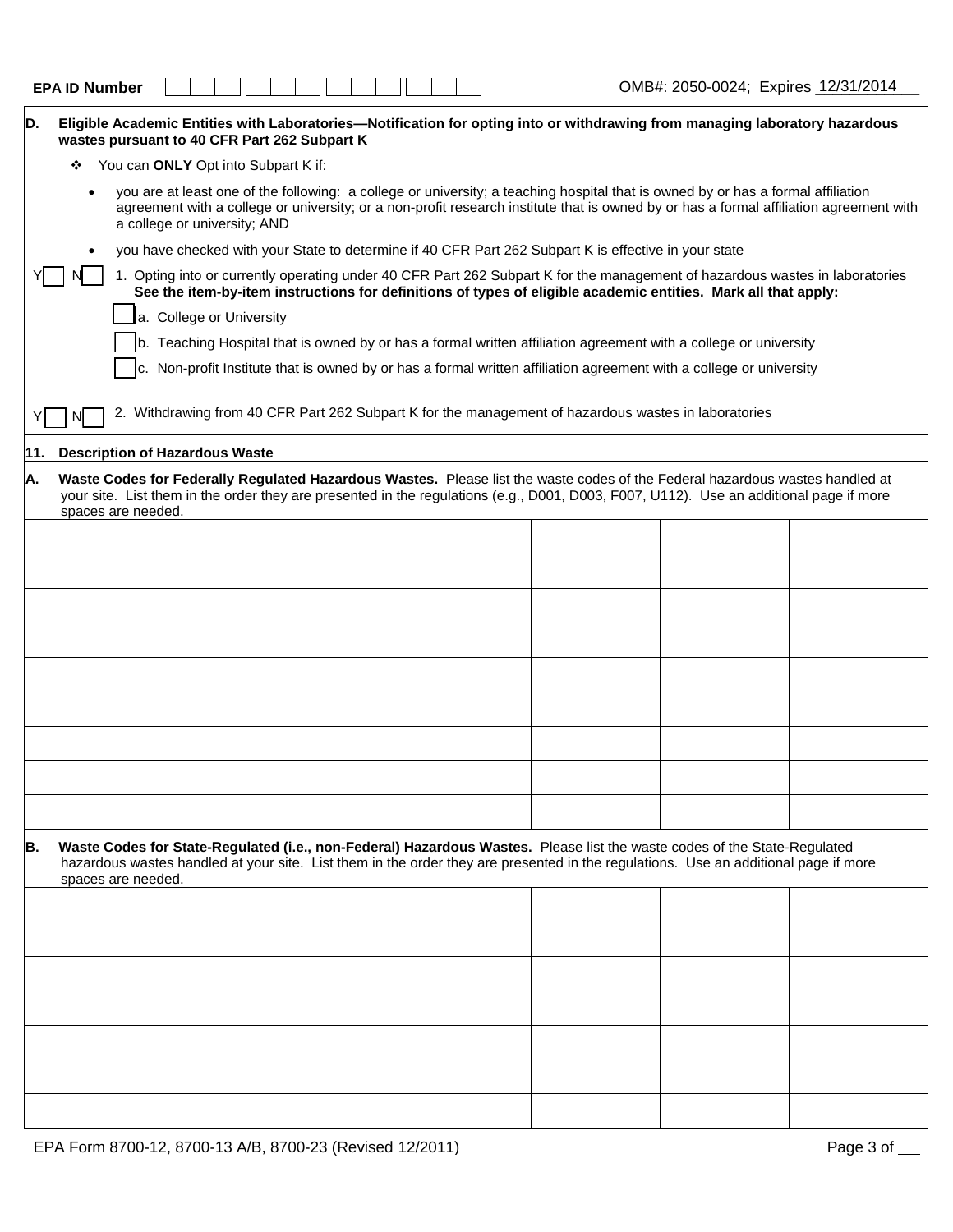EPA ID Number | | | | | | | | | | | | | OMB#: 2050-0024; Expires 12/31/2014

**D. Eligible Academic Entities with Laboratories—Notification for opting into or withdrawing from managing laboratory hazardous wastes pursuant to 40 CFR Part 262 Subpart K**

- You can **ONLY** Opt into Subpart K if:
  - you are at least one of the following: a college or university; a teaching hospital that is owned by or has a formal affiliation agreement with a college or university; or a non-profit research institute that is owned by or has a formal affiliation agreement with a college or university; AND
  - you have checked with your State to determine if 40 CFR Part 262 Subpart K is effective in your state

Y ☐ N ☐ 1. Opting into or currently operating under 40 CFR Part 262 Subpart K for the management of hazardous wastes in laboratories **See the item-by-item instructions for definitions of types of eligible academic entities. Mark all that apply:**

☐ a. College or University

☐ b. Teaching Hospital that is owned by or has a formal written affiliation agreement with a college or university

☐ c. Non-profit Institute that is owned by or has a formal written affiliation agreement with a college or university

Y ☐ N ☐ 2. Withdrawing from 40 CFR Part 262 Subpart K for the management of hazardous wastes in laboratories

**11. Description of Hazardous Waste**

**A. Waste Codes for Federally Regulated Hazardous Wastes.** Please list the waste codes of the Federal hazardous wastes handled at your site. List them in the order they are presented in the regulations (e.g., D001, D003, F007, U112). Use an additional page if more spaces are needed.

| | | | | | | |
|---|---|---|---|---|---|---|
| | | | | | | |
| | | | | | | |
| | | | | | | |
| | | | | | | |
| | | | | | | |
| | | | | | | |
| | | | | | | |
| | | | | | | |
| | | | | | | |

**B. Waste Codes for State-Regulated (i.e., non-Federal) Hazardous Wastes.** Please list the waste codes of the State-Regulated hazardous wastes handled at your site. List them in the order they are presented in the regulations. Use an additional page if more spaces are needed.

| | | | | | | |
|---|---|---|---|---|---|---|
| | | | | | | |
| | | | | | | |
| | | | | | | |
| | | | | | | |
| | | | | | | |
| | | | | | | |
| | | | | | | |

EPA Form 8700-12, 8700-13 A/B, 8700-23 (Revised 12/2011)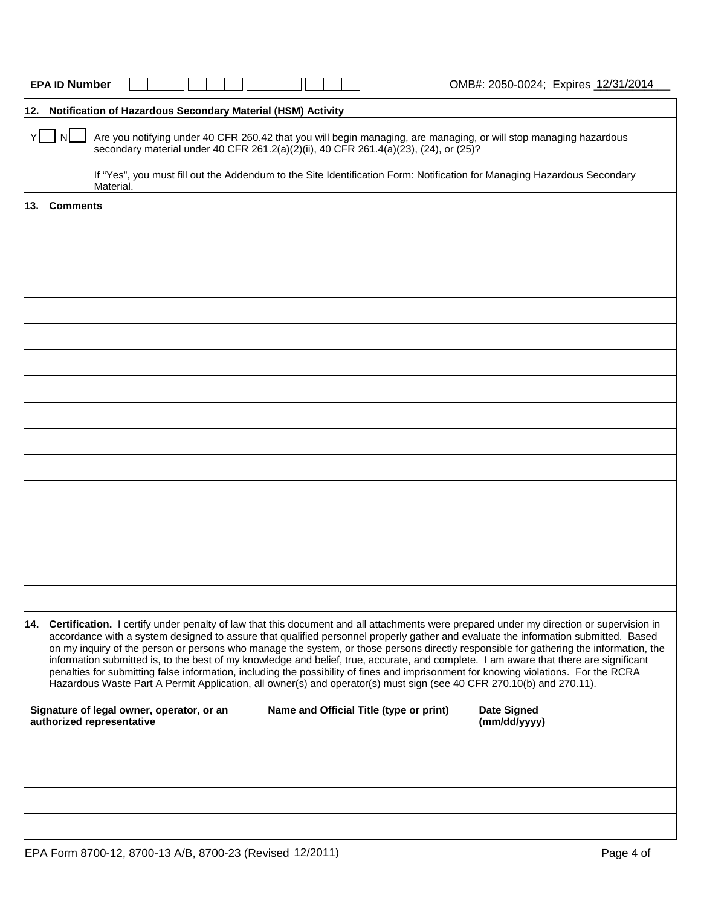**EPA ID Number** | | | | | | | | | | | | |    OMB#: 2050-0024; Expires 12/31/2014

## 12. Notification of Hazardous Secondary Material (HSM) Activity

Y ☐ N ☐ Are you notifying under 40 CFR 260.42 that you will begin managing, are managing, or will stop managing hazardous secondary material under 40 CFR 261.2(a)(2)(ii), 40 CFR 261.4(a)(23), (24), or (25)?

If "Yes", you must fill out the Addendum to the Site Identification Form: Notification for Managing Hazardous Secondary Material.

## 13. Comments

|  |
|---|
|  |
|  |
|  |
|  |
|  |
|  |
|  |
|  |
|  |
|  |
|  |
|  |
|  |
|  |
|  |

## 14. Certification.

I certify under penalty of law that this document and all attachments were prepared under my direction or supervision in accordance with a system designed to assure that qualified personnel properly gather and evaluate the information submitted. Based on my inquiry of the person or persons who manage the system, or those persons directly responsible for gathering the information, the information submitted is, to the best of my knowledge and belief, true, accurate, and complete. I am aware that there are significant penalties for submitting false information, including the possibility of fines and imprisonment for knowing violations. For the RCRA Hazardous Waste Part A Permit Application, all owner(s) and operator(s) must sign (see 40 CFR 270.10(b) and 270.11).

| Signature of legal owner, operator, or an authorized representative | Name and Official Title (type or print) | Date Signed (mm/dd/yyyy) |
|---|---|---|
|  |  |  |
|  |  |  |
|  |  |  |
|  |  |  |

EPA Form 8700-12, 8700-13 A/B, 8700-23 (Revised 12/2011)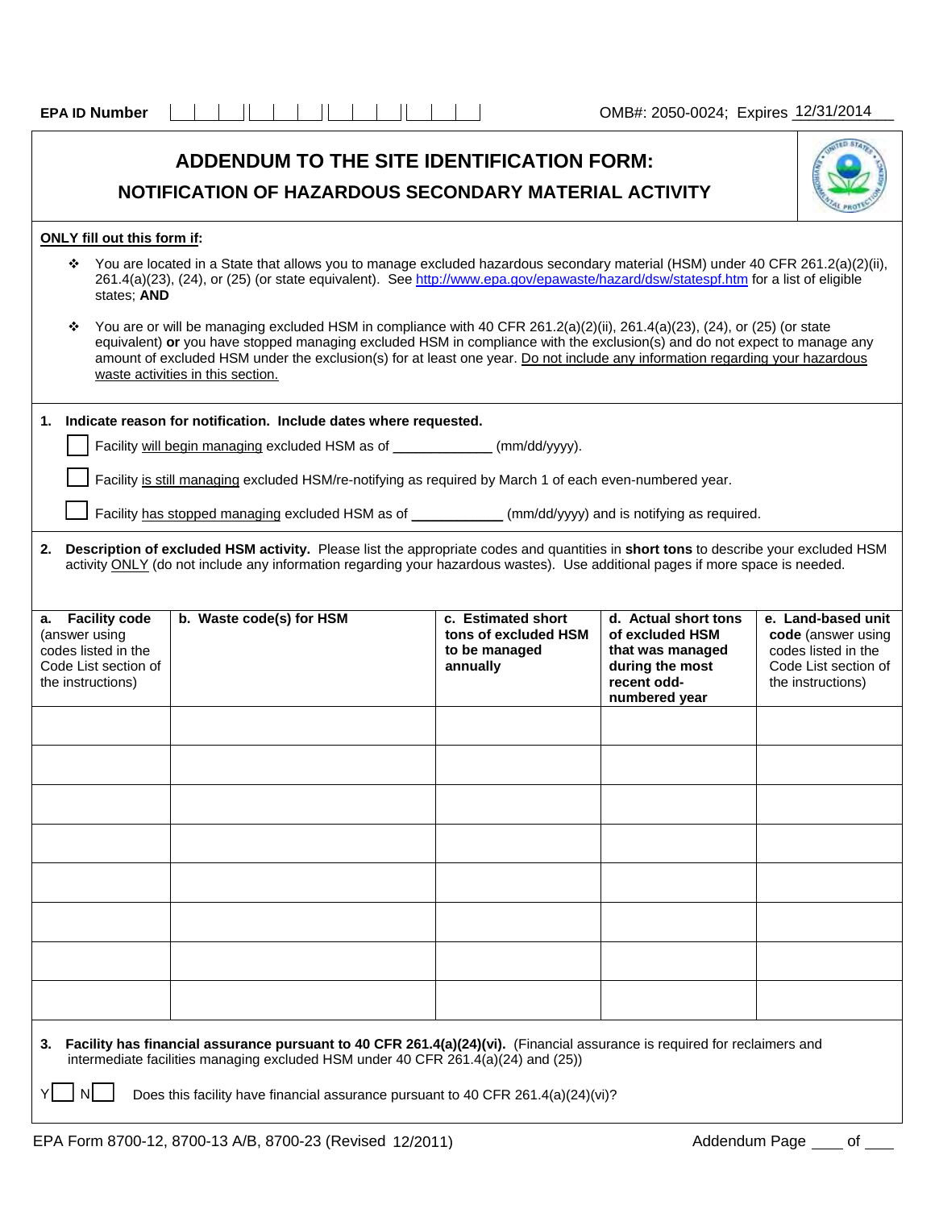**EPA ID Number** | | | | | | | | | | | | | OMB#: 2050-0024; Expires 12/31/2014

# ADDENDUM TO THE SITE IDENTIFICATION FORM:

## NOTIFICATION OF HAZARDOUS SECONDARY MATERIAL ACTIVITY

**ONLY fill out this form if:**

- You are located in a State that allows you to manage excluded hazardous secondary material (HSM) under 40 CFR 261.2(a)(2)(ii), 261.4(a)(23), (24), or (25) (or state equivalent). See http://www.epa.gov/epawaste/hazard/dsw/statespf.htm for a list of eligible states; **AND**
- You are or will be managing excluded HSM in compliance with 40 CFR 261.2(a)(2)(ii), 261.4(a)(23), (24), or (25) (or state equivalent) **or** you have stopped managing excluded HSM in compliance with the exclusion(s) and do not expect to manage any amount of excluded HSM under the exclusion(s) for at least one year. Do not include any information regarding your hazardous waste activities in this section.

**1. Indicate reason for notification. Include dates where requested.**

☐ Facility will begin managing excluded HSM as of ____________ (mm/dd/yyyy).

☐ Facility is still managing excluded HSM/re-notifying as required by March 1 of each even-numbered year.

☐ Facility has stopped managing excluded HSM as of ____________ (mm/dd/yyyy) and is notifying as required.

**2. Description of excluded HSM activity.** Please list the appropriate codes and quantities in **short tons** to describe your excluded HSM activity ONLY (do not include any information regarding your hazardous wastes). Use additional pages if more space is needed.

| **a. Facility code** (answer using codes listed in the Code List section of the instructions) | **b. Waste code(s) for HSM** | **c. Estimated short tons of excluded HSM to be managed annually** | **d. Actual short tons of excluded HSM that was managed during the most recent odd-numbered year** | **e. Land-based unit code** (answer using codes listed in the Code List section of the instructions) |
|---|---|---|---|---|
| | | | | |
| | | | | |
| | | | | |
| | | | | |
| | | | | |
| | | | | |
| | | | | |
| | | | | |

**3. Facility has financial assurance pursuant to 40 CFR 261.4(a)(24)(vi).** (Financial assurance is required for reclaimers and intermediate facilities managing excluded HSM under 40 CFR 261.4(a)(24) and (25))

Y☐ N☐ Does this facility have financial assurance pursuant to 40 CFR 261.4(a)(24)(vi)?

EPA Form 8700-12, 8700-13 A/B, 8700-23 (Revised 12/2011) Addendum Page ____ of ____